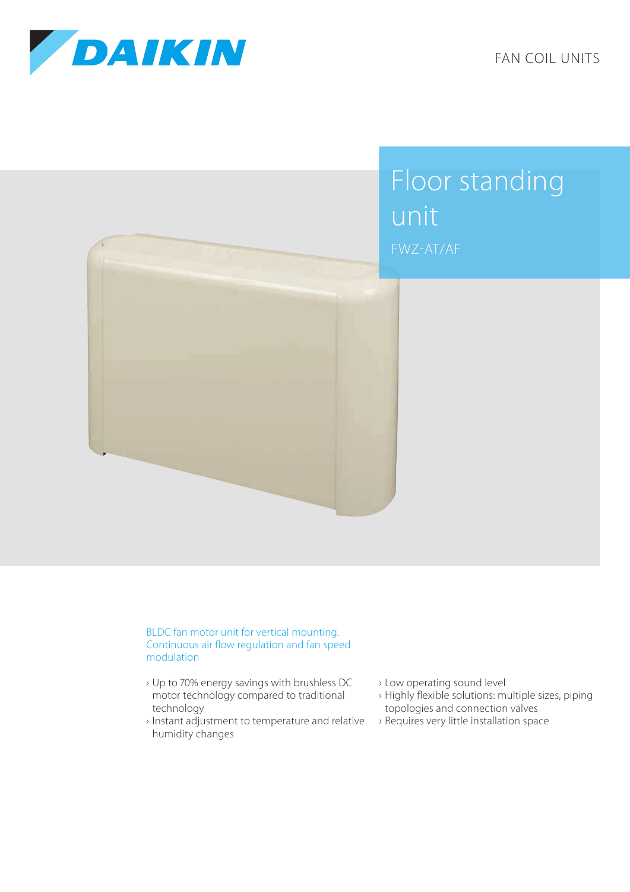FAN COIL UNITS

# Floor standing unit

FWZ-AT/AF

BLDC fan motor unit for vertical mounting. Continuous air flow regulation and fan speed modulation

- Up to 70% energy savings with brushless DC motor technology compared to traditional technology
- Instant adjustment to temperature and relative humidity changes
- Low operating sound level
- Highly flexible solutions: multiple sizes, piping topologies and connection valves
- Requires very little installation space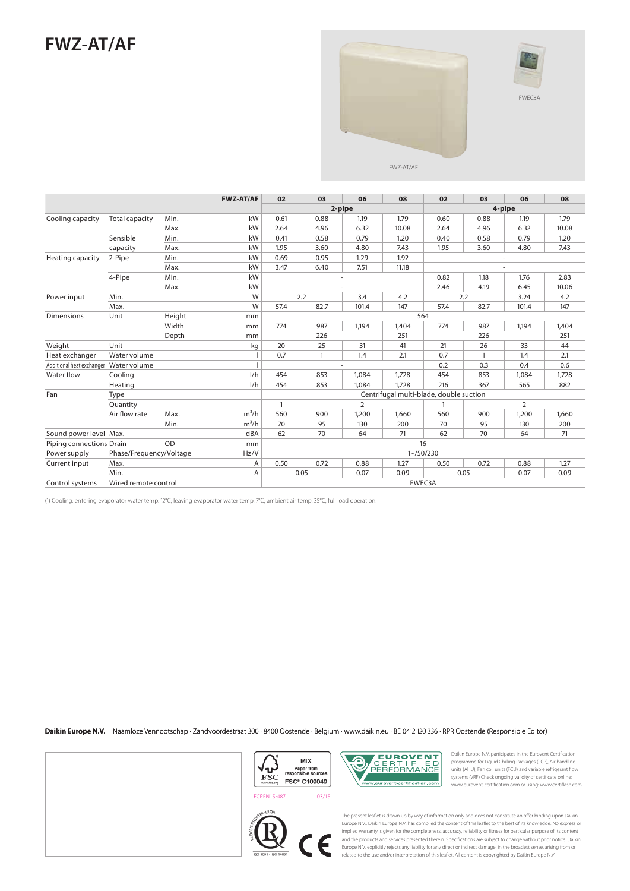# FWZ-AT/AF

FWEC3A

FWZ-AT/AF

| | | | FWZ-AT/AF | 02 | 03 | 06 | 08 | 02 | 03 | 06 | 08 |
|---|---|---|---|---|---|---|---|---|---|---|---|
| | | | | 2-pipe | | | | 4-pipe | | | |
| Cooling capacity | Total capacity | Min. | kW | 0.61 | 0.88 | 1.19 | 1.79 | 0.60 | 0.88 | 1.19 | 1.79 |
| | | Max. | kW | 2.64 | 4.96 | 6.32 | 10.08 | 2.64 | 4.96 | 6.32 | 10.08 |
| | Sensible capacity | Min. | kW | 0.41 | 0.58 | 0.79 | 1.20 | 0.40 | 0.58 | 0.79 | 1.20 |
| | | Max. | kW | 1.95 | 3.60 | 4.80 | 7.43 | 1.95 | 3.60 | 4.80 | 7.43 |
| Heating capacity | 2-Pipe | Min. | kW | 0.69 | 0.95 | 1.29 | 1.92 | - | | | |
| | | Max. | kW | 3.47 | 6.40 | 7.51 | 11.18 | - | | | |
| | 4-Pipe | Min. | kW | - | | | | 0.82 | 1.18 | 1.76 | 2.83 |
| | | Max. | kW | - | | | | 2.46 | 4.19 | 6.45 | 10.06 |
| Power input | Min. | | W | 2.2 | | 3.4 | 4.2 | 2.2 | | 3.24 | 4.2 |
| | Max. | | W | 57.4 | 82.7 | 101.4 | 147 | 57.4 | 82.7 | 101.4 | 147 |
| Dimensions | Unit | Height | mm | 564 | | | | | | | |
| | | Width | mm | 774 | 987 | 1,194 | 1,404 | 774 | 987 | 1,194 | 1,404 |
| | | Depth | mm | 226 | | | 251 | 226 | | | 251 |
| Weight | Unit | | kg | 20 | 25 | 31 | 41 | 21 | 26 | 33 | 44 |
| Heat exchanger | Water volume | | l | 0.7 | 1 | 1.4 | 2.1 | 0.7 | 1 | 1.4 | 2.1 |
| Additional heat exchanger | Water volume | | l | - | | | | 0.2 | 0.3 | 0.4 | 0.6 |
| Water flow | Cooling | | l/h | 454 | 853 | 1,084 | 1,728 | 454 | 853 | 1,084 | 1,728 |
| | Heating | | l/h | 454 | 853 | 1,084 | 1,728 | 216 | 367 | 565 | 882 |
| Fan | Type | | | Centrifugal multi-blade, double suction | | | | | | | |
| | Quantity | | | 1 | 2 | | | 1 | 2 | | |
| | Air flow rate | Max. | $m^3/h$ | 560 | 900 | 1,200 | 1,660 | 560 | 900 | 1,200 | 1,660 |
| | | Min. | $m^3/h$ | 70 | 95 | 130 | 200 | 70 | 95 | 130 | 200 |
| Sound power level | Max. | | dBA | 62 | 70 | 64 | 71 | 62 | 70 | 64 | 71 |
| Piping connections | Drain | OD | mm | 16 | | | | | | | |
| Power supply | Phase/Frequency/Voltage | | Hz/V | 1~/50/230 | | | | | | | |
| Current input | Max. | | A | 0.50 | 0.72 | 0.88 | 1.27 | 0.50 | 0.72 | 0.88 | 1.27 |
| | Min. | | A | 0.05 | | 0.07 | 0.09 | 0.05 | | 0.07 | 0.09 |
| Control systems | Wired remote control | | | FWEC3A | | | | | | | |

(1) Cooling: entering evaporator water temp. 12°C; leaving evaporator water temp. 7°C; ambient air temp. 35°C; full load operation.

**Daikin Europe N.V.** Naamloze Vennootschap · Zandvoordestraat 300 · 8400 Oostende · Belgium · www.daikin.eu · BE 0412 120 336 · RPR Oostende (Responsible Editor)

MIX Paper from responsible sources FSC® C109049

ECPEN15-487 03/15

Daikin Europe N.V. participates in the Eurovent Certification programme for Liquid Chilling Packages (LCP), Air handling units (AHU), Fan coil units (FCU) and variable refrigerant flow systems (VRF) Check ongoing validity of certificate online: www.eurovent-certification.com or using: www.certiflash.com

The present leaflet is drawn up by way of information only and does not constitute an offer binding upon Daikin Europe N.V.. Daikin Europe N.V. has compiled the content of this leaflet to the best of its knowledge. No express or implied warranty is given for the completeness, accuracy, reliability or fitness for particular purpose of its content and the products and services presented therein. Specifications are subject to change without prior notice. Daikin Europe N.V. explicitly rejects any liability for any direct or indirect damage, in the broadest sense, arising from or related to the use and/or interpretation of this leaflet. All content is copyrighted by Daikin Europe N.V.